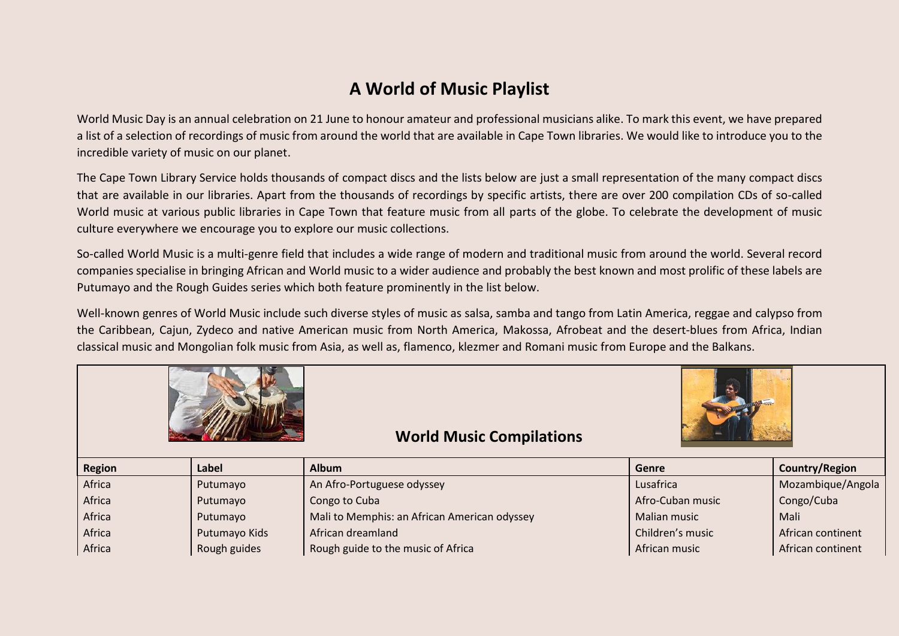# A World of Music Playlist

World Music Day is an annual celebration on 21 June to honour amateur and professional musicians alike. To mark this event, we have prepared a list of a selection of recordings of music from around the world that are available in Cape Town libraries. We would like to introduce you to the incredible variety of music on our planet.

The Cape Town Library Service holds thousands of compact discs and the lists below are just a small representation of the many compact discs that are available in our libraries. Apart from the thousands of recordings by specific artists, there are over 200 compilation CDs of so-called World music at various public libraries in Cape Town that feature music from all parts of the globe. To celebrate the development of music culture everywhere we encourage you to explore our music collections.

So-called World Music is a multi-genre field that includes a wide range of modern and traditional music from around the world. Several record companies specialise in bringing African and World music to a wider audience and probably the best known and most prolific of these labels are Putumayo and the Rough Guides series which both feature prominently in the list below.

Well-known genres of World Music include such diverse styles of music as salsa, samba and tango from Latin America, reggae and calypso from the Caribbean, Cajun, Zydeco and native American music from North America, Makossa, Afrobeat and the desert-blues from Africa, Indian classical music and Mongolian folk music from Asia, as well as, flamenco, klezmer and Romani music from Europe and the Balkans.

## World Music Compilations

| Region | Label | Album | Genre | Country/Region |
|---|---|---|---|---|
| Africa | Putumayo | An Afro-Portuguese odyssey | Lusafrica | Mozambique/Angola |
| Africa | Putumayo | Congo to Cuba | Afro-Cuban music | Congo/Cuba |
| Africa | Putumayo | Mali to Memphis: an African American odyssey | Malian music | Mali |
| Africa | Putumayo Kids | African dreamland | Children's music | African continent |
| Africa | Rough guides | Rough guide to the music of Africa | African music | African continent |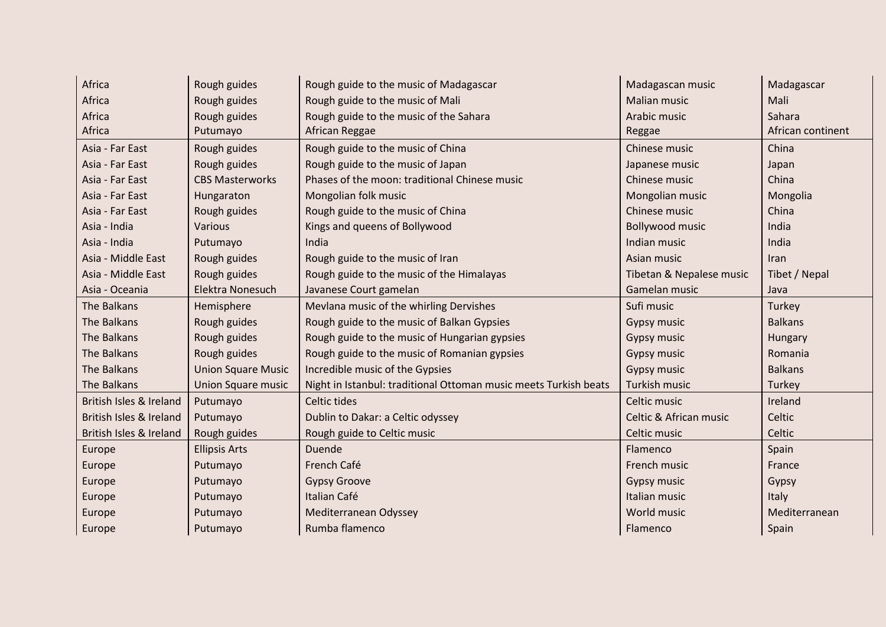| Africa | Rough guides | Rough guide to the music of Madagascar | Madagascan music | Madagascar |
|---|---|---|---|---|
| Africa | Rough guides | Rough guide to the music of Mali | Malian music | Mali |
| Africa | Rough guides | Rough guide to the music of the Sahara | Arabic music | Sahara |
| Africa | Putumayo | African Reggae | Reggae | African continent |
| Asia - Far East | Rough guides | Rough guide to the music of China | Chinese music | China |
| Asia - Far East | Rough guides | Rough guide to the music of Japan | Japanese music | Japan |
| Asia - Far East | CBS Masterworks | Phases of the moon: traditional Chinese music | Chinese music | China |
| Asia - Far East | Hungaraton | Mongolian folk music | Mongolian music | Mongolia |
| Asia - Far East | Rough guides | Rough guide to the music of China | Chinese music | China |
| Asia - India | Various | Kings and queens of Bollywood | Bollywood music | India |
| Asia - India | Putumayo | India | Indian music | India |
| Asia - Middle East | Rough guides | Rough guide to the music of Iran | Asian music | Iran |
| Asia - Middle East | Rough guides | Rough guide to the music of the Himalayas | Tibetan & Nepalese music | Tibet / Nepal |
| Asia - Oceania | Elektra Nonesuch | Javanese Court gamelan | Gamelan music | Java |
| The Balkans | Hemisphere | Mevlana music of the whirling Dervishes | Sufi music | Turkey |
| The Balkans | Rough guides | Rough guide to the music of Balkan Gypsies | Gypsy music | Balkans |
| The Balkans | Rough guides | Rough guide to the music of Hungarian gypsies | Gypsy music | Hungary |
| The Balkans | Rough guides | Rough guide to the music of Romanian gypsies | Gypsy music | Romania |
| The Balkans | Union Square Music | Incredible music of the Gypsies | Gypsy music | Balkans |
| The Balkans | Union Square music | Night in Istanbul: traditional Ottoman music meets Turkish beats | Turkish music | Turkey |
| British Isles & Ireland | Putumayo | Celtic tides | Celtic music | Ireland |
| British Isles & Ireland | Putumayo | Dublin to Dakar: a Celtic odyssey | Celtic & African music | Celtic |
| British Isles & Ireland | Rough guides | Rough guide to Celtic music | Celtic music | Celtic |
| Europe | Ellipsis Arts | Duende | Flamenco | Spain |
| Europe | Putumayo | French Café | French music | France |
| Europe | Putumayo | Gypsy Groove | Gypsy music | Gypsy |
| Europe | Putumayo | Italian Café | Italian music | Italy |
| Europe | Putumayo | Mediterranean Odyssey | World music | Mediterranean |
| Europe | Putumayo | Rumba flamenco | Flamenco | Spain |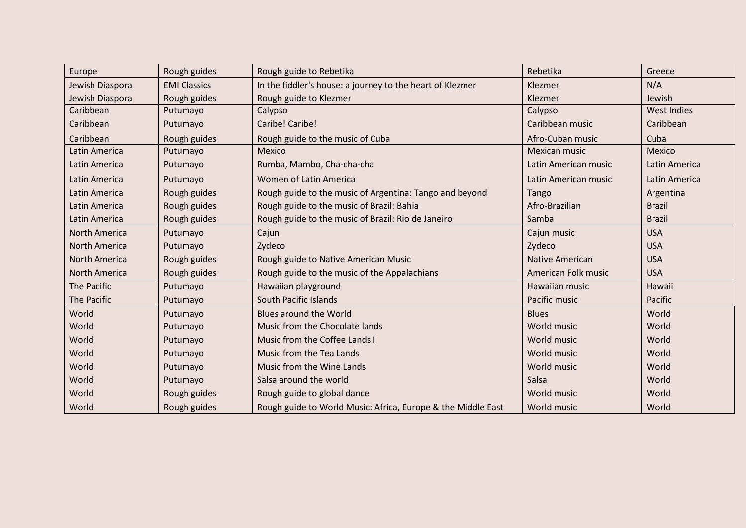| | | | | |
|---|---|---|---|---|
| Europe | Rough guides | Rough guide to Rebetika | Rebetika | Greece |
| Jewish Diaspora | EMI Classics | In the fiddler's house: a journey to the heart of Klezmer | Klezmer | N/A |
| Jewish Diaspora | Rough guides | Rough guide to Klezmer | Klezmer | Jewish |
| Caribbean | Putumayo | Calypso | Calypso | West Indies |
| Caribbean | Putumayo | Caribe! Caribe! | Caribbean music | Caribbean |
| Caribbean | Rough guides | Rough guide to the music of Cuba | Afro-Cuban music | Cuba |
| Latin America | Putumayo | Mexico | Mexican music | Mexico |
| Latin America | Putumayo | Rumba, Mambo, Cha-cha-cha | Latin American music | Latin America |
| Latin America | Putumayo | Women of Latin America | Latin American music | Latin America |
| Latin America | Rough guides | Rough guide to the music of Argentina: Tango and beyond | Tango | Argentina |
| Latin America | Rough guides | Rough guide to the music of Brazil: Bahia | Afro-Brazilian | Brazil |
| Latin America | Rough guides | Rough guide to the music of Brazil: Rio de Janeiro | Samba | Brazil |
| North America | Putumayo | Cajun | Cajun music | USA |
| North America | Putumayo | Zydeco | Zydeco | USA |
| North America | Rough guides | Rough guide to Native American Music | Native American | USA |
| North America | Rough guides | Rough guide to the music of the Appalachians | American Folk music | USA |
| The Pacific | Putumayo | Hawaiian playground | Hawaiian music | Hawaii |
| The Pacific | Putumayo | South Pacific Islands | Pacific music | Pacific |
| World | Putumayo | Blues around the World | Blues | World |
| World | Putumayo | Music from the Chocolate lands | World music | World |
| World | Putumayo | Music from the Coffee Lands I | World music | World |
| World | Putumayo | Music from the Tea Lands | World music | World |
| World | Putumayo | Music from the Wine Lands | World music | World |
| World | Putumayo | Salsa around the world | Salsa | World |
| World | Rough guides | Rough guide to global dance | World music | World |
| World | Rough guides | Rough guide to World Music: Africa, Europe & the Middle East | World music | World |